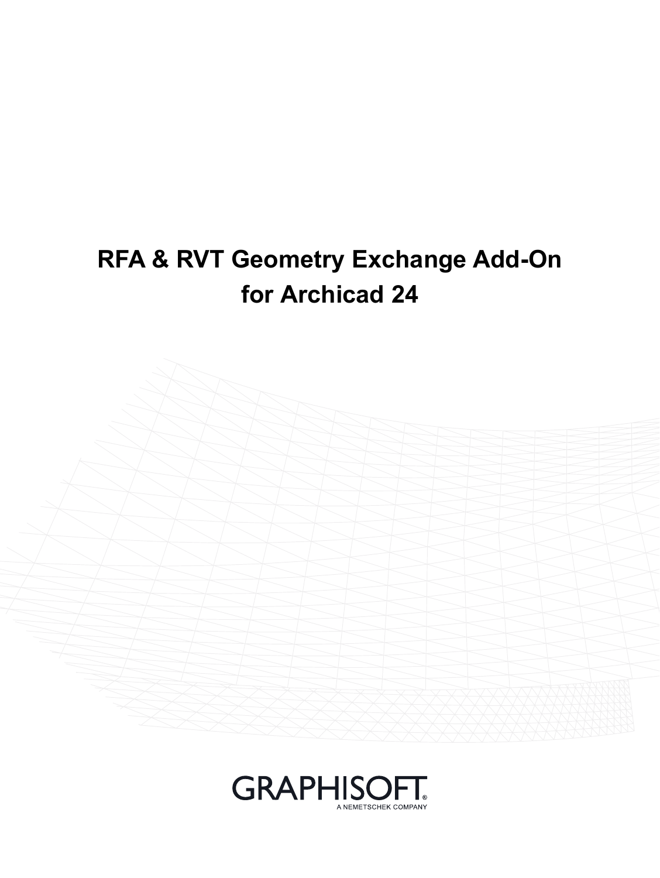# RFA & RVT Geometry Exchange Add-On for Archicad 24

GRAPHISOFT®

A NEMETSCHEK COMPANY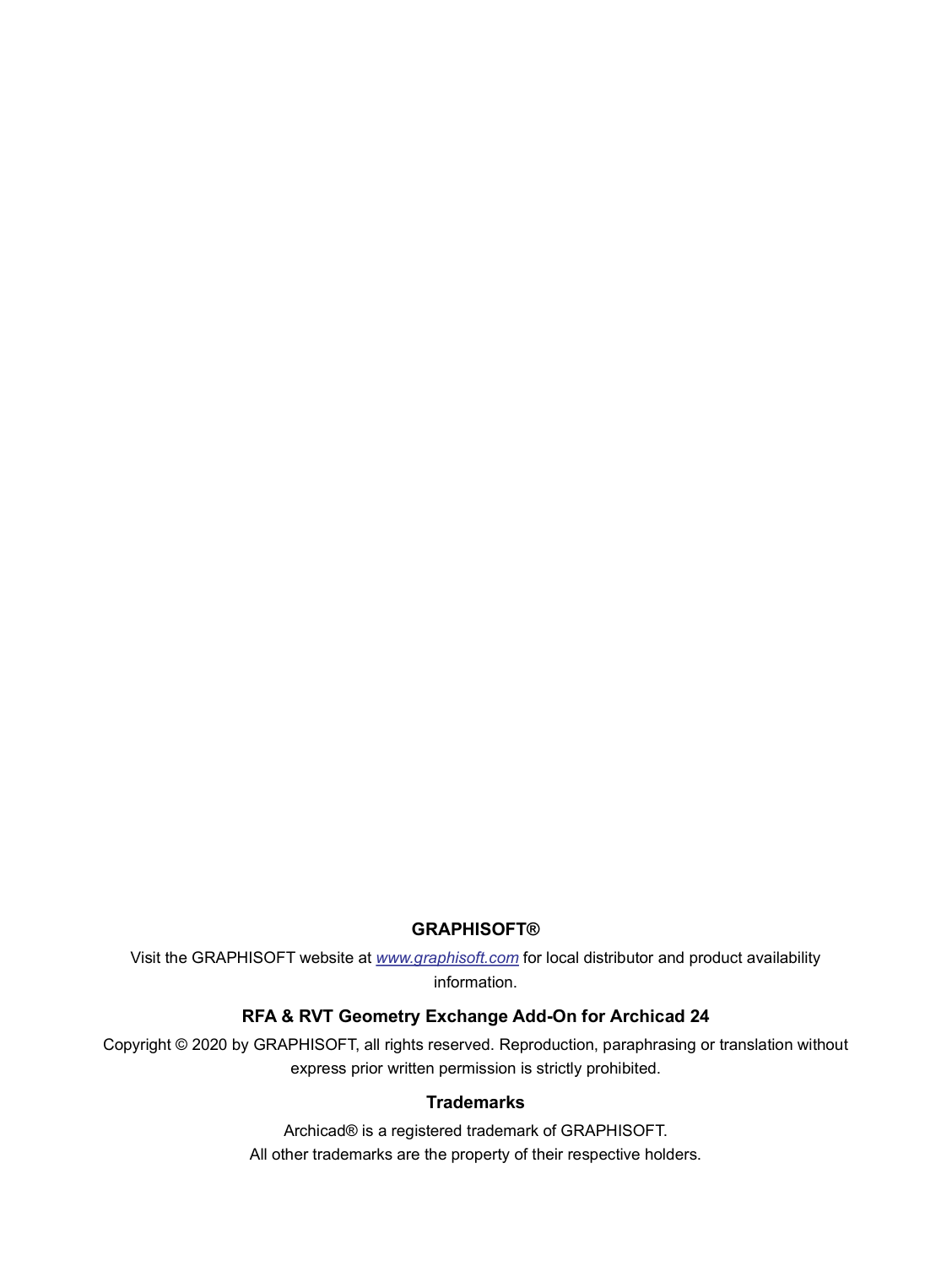**GRAPHISOFT®**

Visit the GRAPHISOFT website at *www.graphisoft.com* for local distributor and product availability information.

**RFA & RVT Geometry Exchange Add-On for Archicad 24**

Copyright © 2020 by GRAPHISOFT, all rights reserved. Reproduction, paraphrasing or translation without express prior written permission is strictly prohibited.

**Trademarks**

Archicad® is a registered trademark of GRAPHISOFT.
All other trademarks are the property of their respective holders.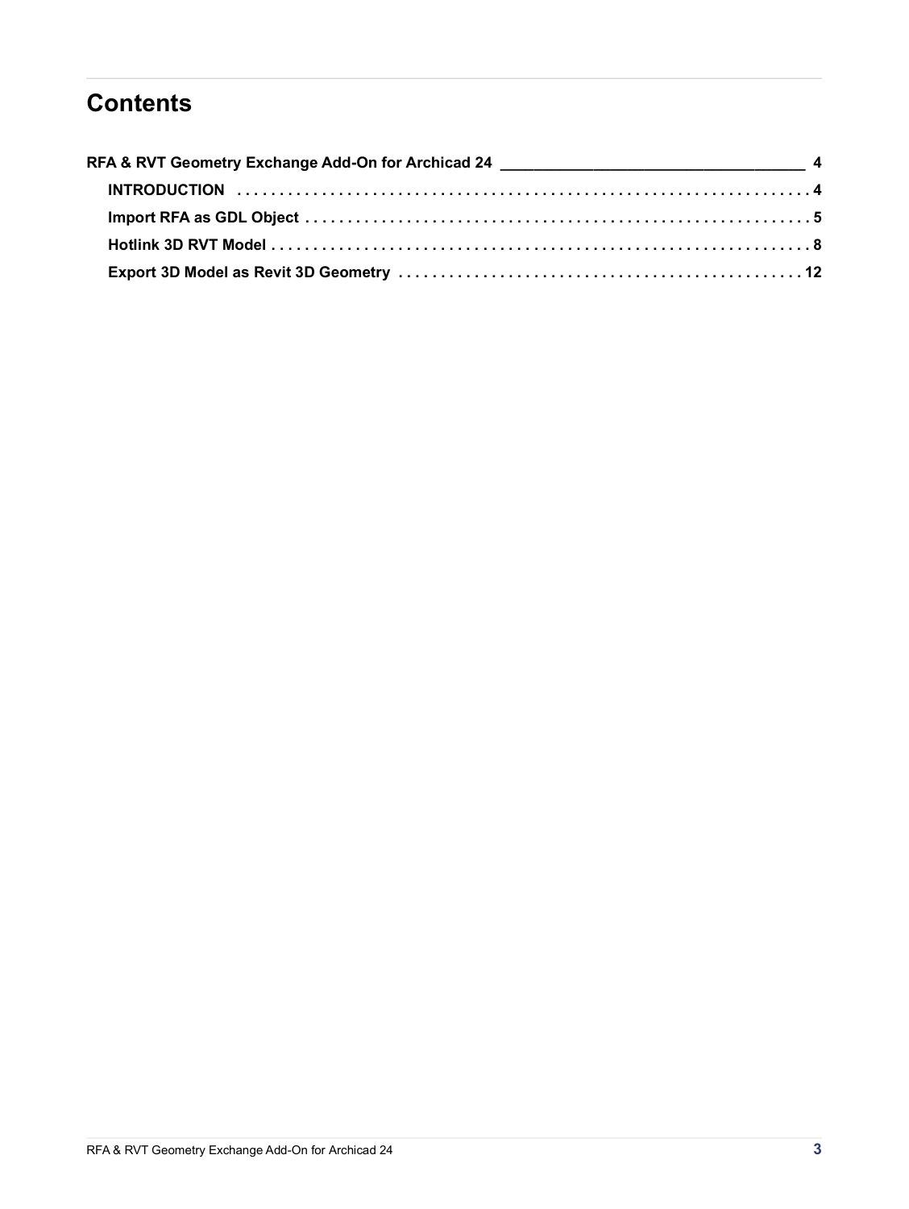# Contents

**RFA & RVT Geometry Exchange Add-On for Archicad 24** — 4

- **INTRODUCTION** — 4
- **Import RFA as GDL Object** — 5
- **Hotlink 3D RVT Model** — 8
- **Export 3D Model as Revit 3D Geometry** — 12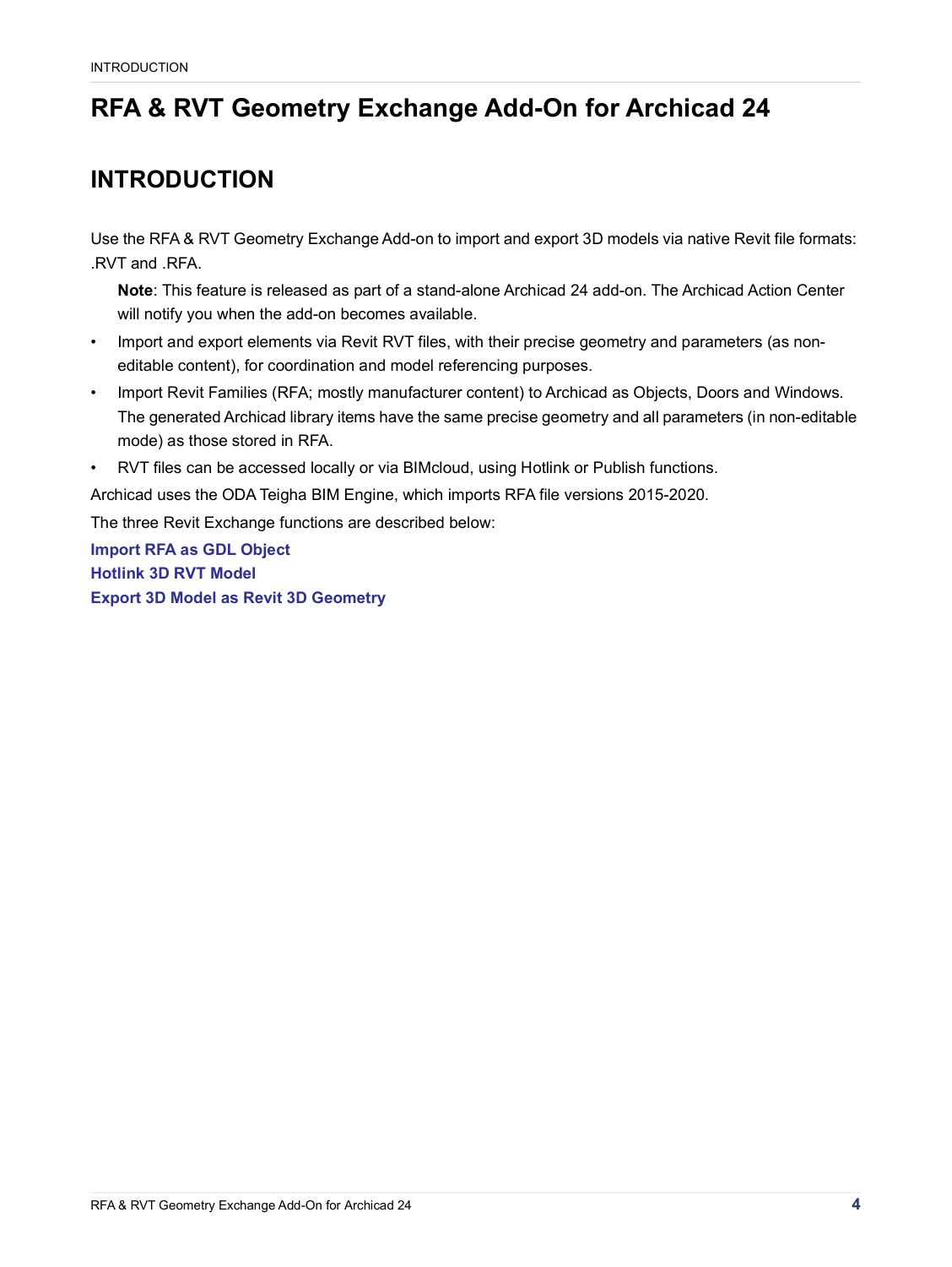# RFA & RVT Geometry Exchange Add-On for Archicad 24

## INTRODUCTION

Use the RFA & RVT Geometry Exchange Add-on to import and export 3D models via native Revit file formats: .RVT and .RFA.

**Note**: This feature is released as part of a stand-alone Archicad 24 add-on. The Archicad Action Center will notify you when the add-on becomes available.

- Import and export elements via Revit RVT files, with their precise geometry and parameters (as non-editable content), for coordination and model referencing purposes.
- Import Revit Families (RFA; mostly manufacturer content) to Archicad as Objects, Doors and Windows. The generated Archicad library items have the same precise geometry and all parameters (in non-editable mode) as those stored in RFA.
- RVT files can be accessed locally or via BIMcloud, using Hotlink or Publish functions.

Archicad uses the ODA Teigha BIM Engine, which imports RFA file versions 2015-2020.

The three Revit Exchange functions are described below:

**Import RFA as GDL Object**

**Hotlink 3D RVT Model**

**Export 3D Model as Revit 3D Geometry**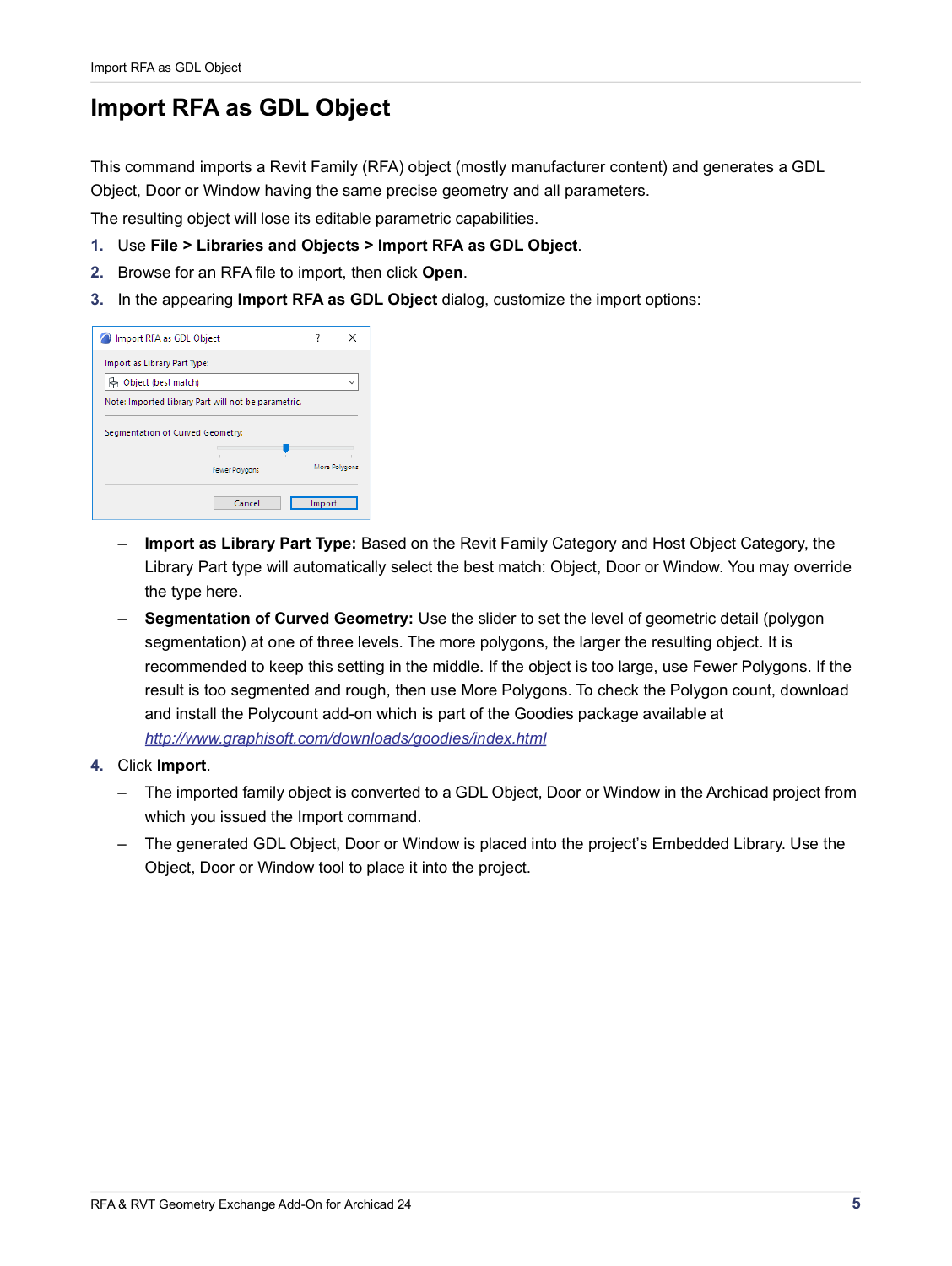# Import RFA as GDL Object

This command imports a Revit Family (RFA) object (mostly manufacturer content) and generates a GDL Object, Door or Window having the same precise geometry and all parameters.

The resulting object will lose its editable parametric capabilities.

1. Use **File > Libraries and Objects > Import RFA as GDL Object**.
2. Browse for an RFA file to import, then click **Open**.
3. In the appearing **Import RFA as GDL Object** dialog, customize the import options:

   – **Import as Library Part Type:** Based on the Revit Family Category and Host Object Category, the Library Part type will automatically select the best match: Object, Door or Window. You may override the type here.

   – **Segmentation of Curved Geometry:** Use the slider to set the level of geometric detail (polygon segmentation) at one of three levels. The more polygons, the larger the resulting object. It is recommended to keep this setting in the middle. If the object is too large, use Fewer Polygons. If the result is too segmented and rough, then use More Polygons. To check the Polygon count, download and install the Polycount add-on which is part of the Goodies package available at *http://www.graphisoft.com/downloads/goodies/index.html*

4. Click **Import**.

   – The imported family object is converted to a GDL Object, Door or Window in the Archicad project from which you issued the Import command.

   – The generated GDL Object, Door or Window is placed into the project's Embedded Library. Use the Object, Door or Window tool to place it into the project.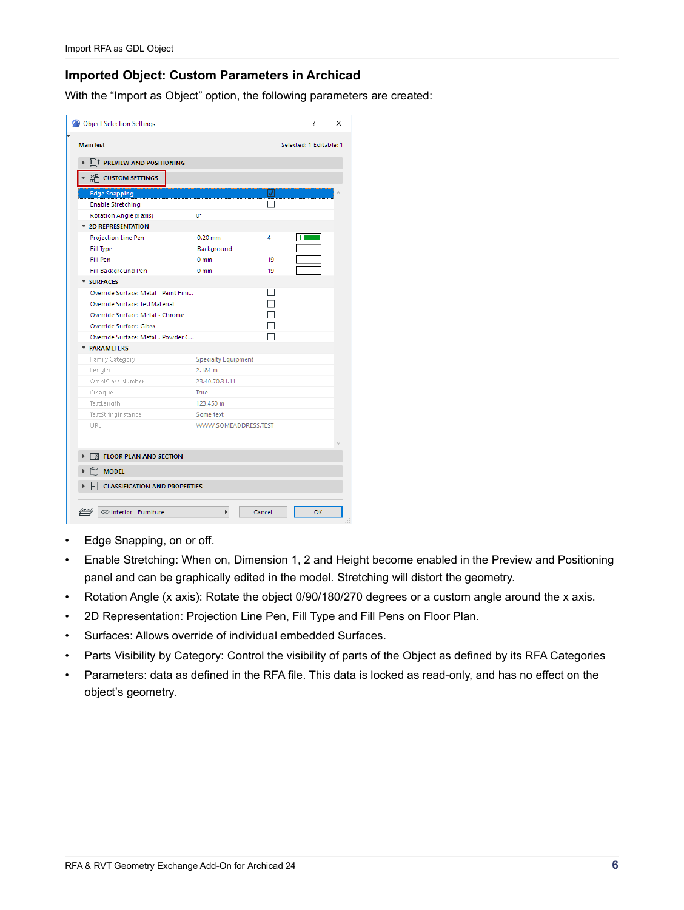## Imported Object: Custom Parameters in Archicad

With the “Import as Object” option, the following parameters are created:

- Edge Snapping, on or off.
- Enable Stretching: When on, Dimension 1, 2 and Height become enabled in the Preview and Positioning panel and can be graphically edited in the model. Stretching will distort the geometry.
- Rotation Angle (x axis): Rotate the object 0/90/180/270 degrees or a custom angle around the x axis.
- 2D Representation: Projection Line Pen, Fill Type and Fill Pens on Floor Plan.
- Surfaces: Allows override of individual embedded Surfaces.
- Parts Visibility by Category: Control the visibility of parts of the Object as defined by its RFA Categories
- Parameters: data as defined in the RFA file. This data is locked as read-only, and has no effect on the object’s geometry.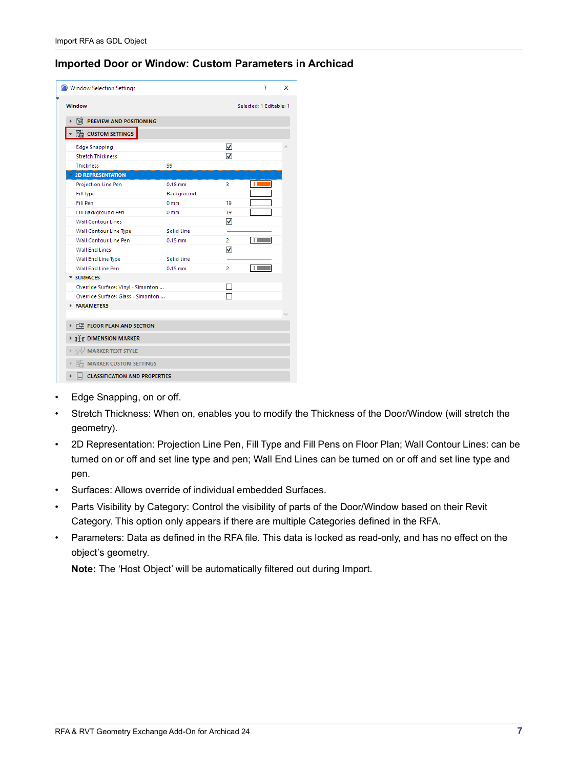## Imported Door or Window: Custom Parameters in Archicad

- Edge Snapping, on or off.
- Stretch Thickness: When on, enables you to modify the Thickness of the Door/Window (will stretch the geometry).
- 2D Representation: Projection Line Pen, Fill Type and Fill Pens on Floor Plan; Wall Contour Lines: can be turned on or off and set line type and pen; Wall End Lines can be turned on or off and set line type and pen.
- Surfaces: Allows override of individual embedded Surfaces.
- Parts Visibility by Category: Control the visibility of parts of the Door/Window based on their Revit Category. This option only appears if there are multiple Categories defined in the RFA.
- Parameters: Data as defined in the RFA file. This data is locked as read-only, and has no effect on the object's geometry.

  **Note:** The 'Host Object' will be automatically filtered out during Import.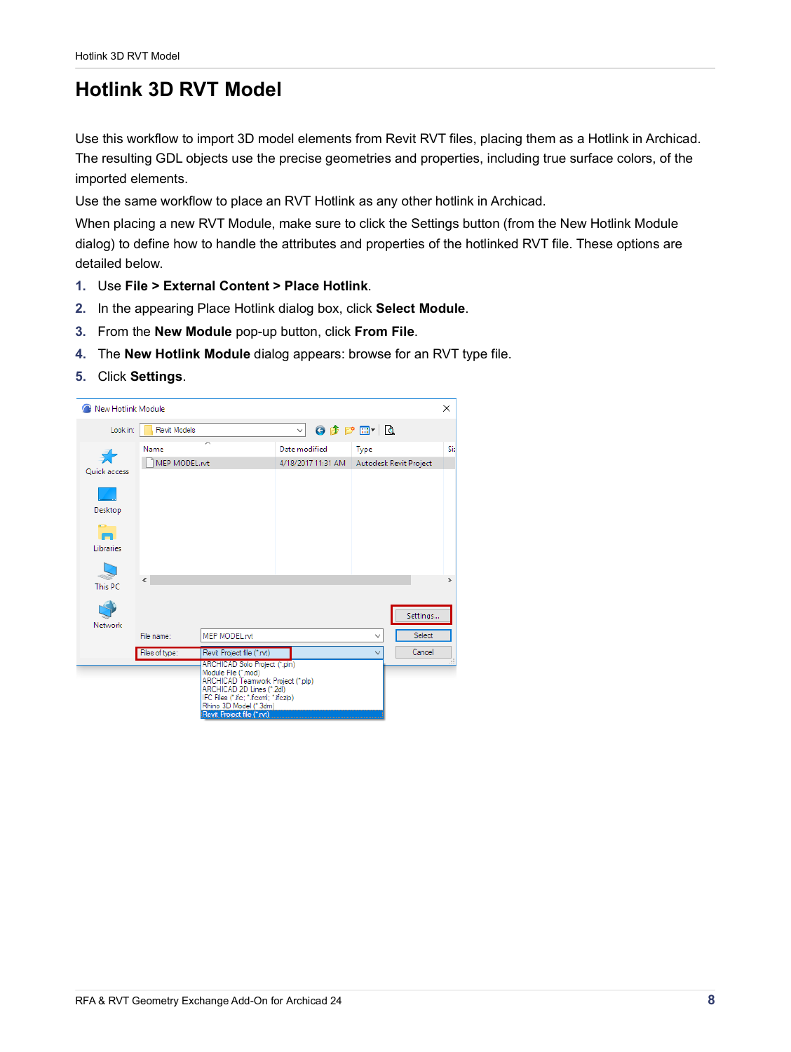# Hotlink 3D RVT Model

Use this workflow to import 3D model elements from Revit RVT files, placing them as a Hotlink in Archicad. The resulting GDL objects use the precise geometries and properties, including true surface colors, of the imported elements.

Use the same workflow to place an RVT Hotlink as any other hotlink in Archicad.

When placing a new RVT Module, make sure to click the Settings button (from the New Hotlink Module dialog) to define how to handle the attributes and properties of the hotlinked RVT file. These options are detailed below.

1. Use **File > External Content > Place Hotlink**.
2. In the appearing Place Hotlink dialog box, click **Select Module**.
3. From the **New Module** pop-up button, click **From File**.
4. The **New Hotlink Module** dialog appears: browse for an RVT type file.
5. Click **Settings**.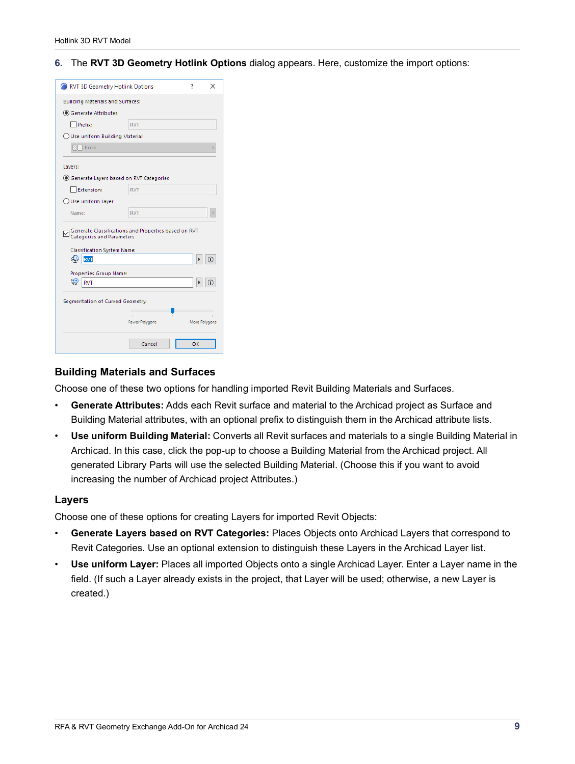6. The **RVT 3D Geometry Hotlink Options** dialog appears. Here, customize the import options:

### Building Materials and Surfaces

Choose one of these two options for handling imported Revit Building Materials and Surfaces.

- **Generate Attributes:** Adds each Revit surface and material to the Archicad project as Surface and Building Material attributes, with an optional prefix to distinguish them in the Archicad attribute lists.
- **Use uniform Building Material:** Converts all Revit surfaces and materials to a single Building Material in Archicad. In this case, click the pop-up to choose a Building Material from the Archicad project. All generated Library Parts will use the selected Building Material. (Choose this if you want to avoid increasing the number of Archicad project Attributes.)

### Layers

Choose one of these options for creating Layers for imported Revit Objects:

- **Generate Layers based on RVT Categories:** Places Objects onto Archicad Layers that correspond to Revit Categories. Use an optional extension to distinguish these Layers in the Archicad Layer list.
- **Use uniform Layer:** Places all imported Objects onto a single Archicad Layer. Enter a Layer name in the field. (If such a Layer already exists in the project, that Layer will be used; otherwise, a new Layer is created.)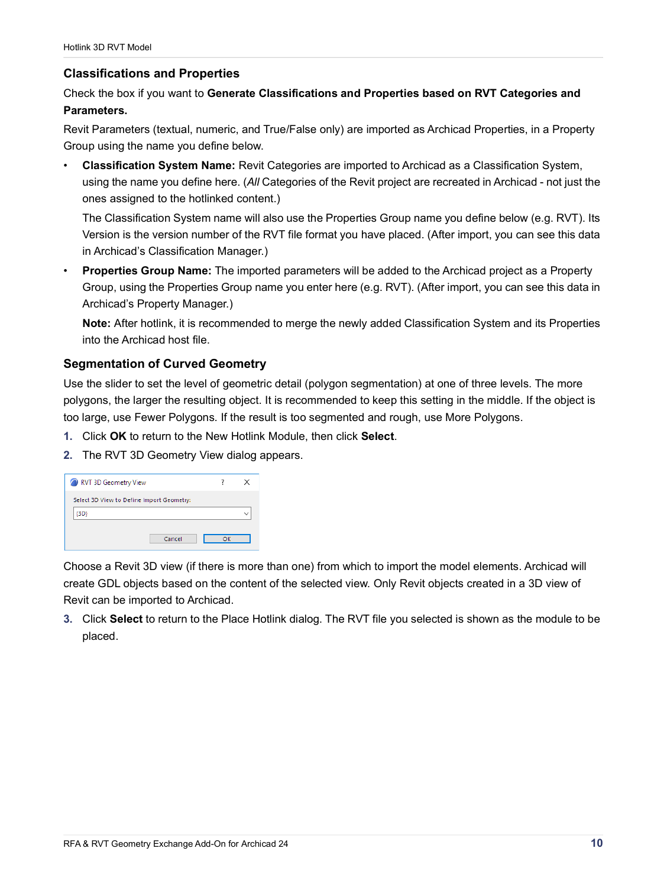### Classifications and Properties

Check the box if you want to **Generate Classifications and Properties based on RVT Categories and Parameters.**

Revit Parameters (textual, numeric, and True/False only) are imported as Archicad Properties, in a Property Group using the name you define below.

- **Classification System Name:** Revit Categories are imported to Archicad as a Classification System, using the name you define here. (*All* Categories of the Revit project are recreated in Archicad - not just the ones assigned to the hotlinked content.)

  The Classification System name will also use the Properties Group name you define below (e.g. RVT). Its Version is the version number of the RVT file format you have placed. (After import, you can see this data in Archicad's Classification Manager.)

- **Properties Group Name:** The imported parameters will be added to the Archicad project as a Property Group, using the Properties Group name you enter here (e.g. RVT). (After import, you can see this data in Archicad's Property Manager.)

  **Note:** After hotlink, it is recommended to merge the newly added Classification System and its Properties into the Archicad host file.

### Segmentation of Curved Geometry

Use the slider to set the level of geometric detail (polygon segmentation) at one of three levels. The more polygons, the larger the resulting object. It is recommended to keep this setting in the middle. If the object is too large, use Fewer Polygons. If the result is too segmented and rough, use More Polygons.

1. Click **OK** to return to the New Hotlink Module, then click **Select**.
2. The RVT 3D Geometry View dialog appears.

RVT 3D Geometry View

Select 3D View to Define Import Geometry:

{3D}

Cancel | OK

Choose a Revit 3D view (if there is more than one) from which to import the model elements. Archicad will create GDL objects based on the content of the selected view. Only Revit objects created in a 3D view of Revit can be imported to Archicad.

3. Click **Select** to return to the Place Hotlink dialog. The RVT file you selected is shown as the module to be placed.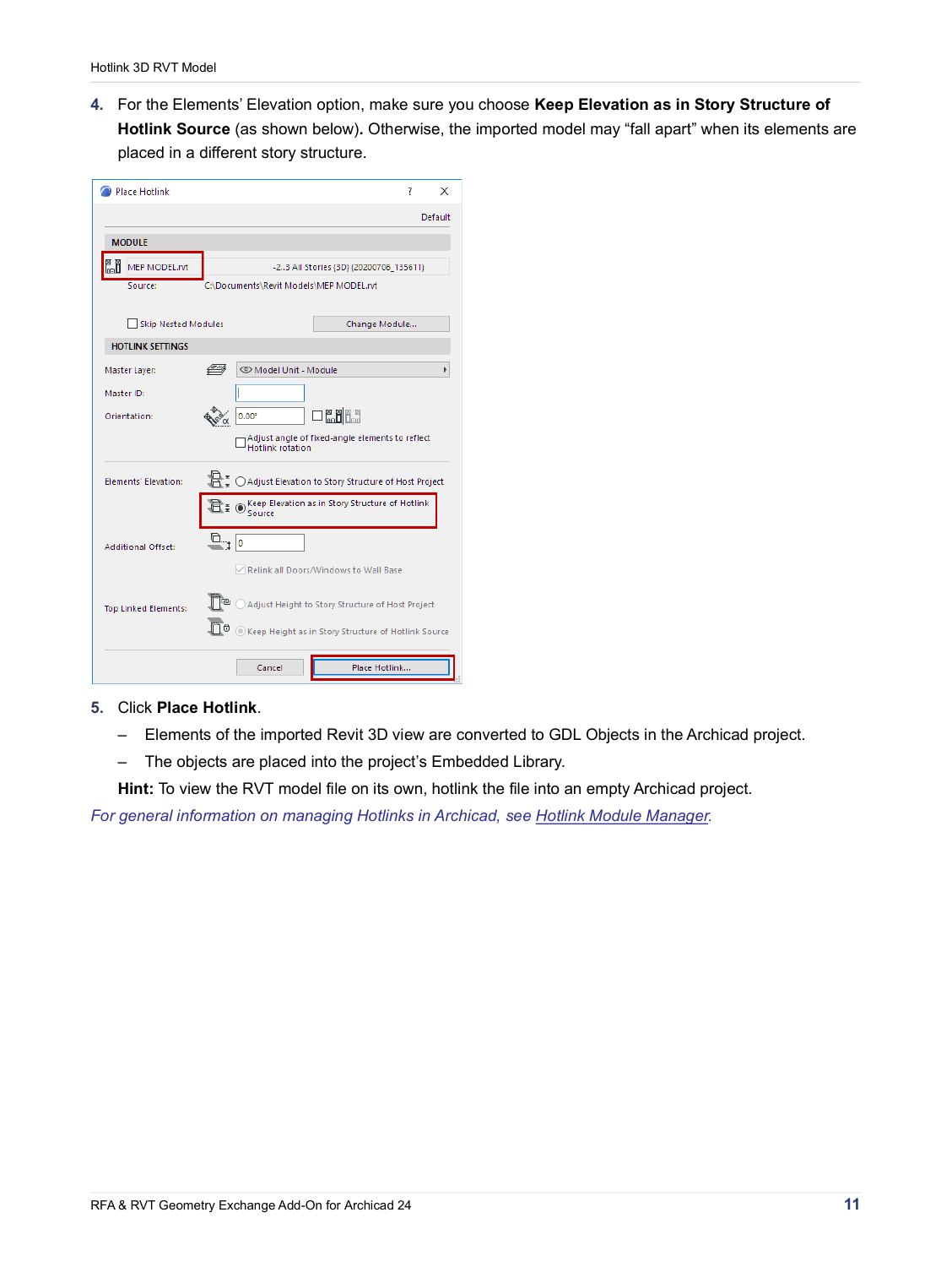4. For the Elements' Elevation option, make sure you choose **Keep Elevation as in Story Structure of Hotlink Source** (as shown below). Otherwise, the imported model may "fall apart" when its elements are placed in a different story structure.

5. Click **Place Hotlink**.
   - Elements of the imported Revit 3D view are converted to GDL Objects in the Archicad project.
   - The objects are placed into the project's Embedded Library.

   **Hint:** To view the RVT model file on its own, hotlink the file into an empty Archicad project.

*For general information on managing Hotlinks in Archicad, see Hotlink Module Manager.*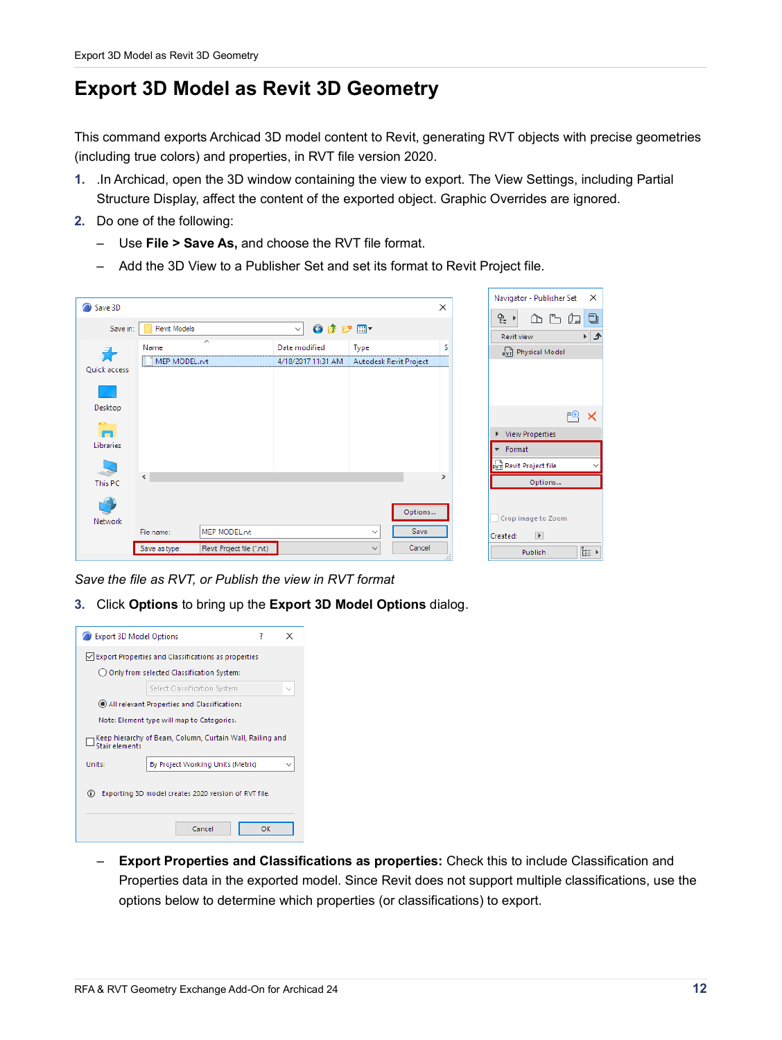# Export 3D Model as Revit 3D Geometry

This command exports Archicad 3D model content to Revit, generating RVT objects with precise geometries (including true colors) and properties, in RVT file version 2020.

1. .In Archicad, open the 3D window containing the view to export. The View Settings, including Partial Structure Display, affect the content of the exported object. Graphic Overrides are ignored.
2. Do one of the following:
   - Use **File > Save As,** and choose the RVT file format.
   - Add the 3D View to a Publisher Set and set its format to Revit Project file.

*Save the file as RVT, or Publish the view in RVT format*

3. Click **Options** to bring up the **Export 3D Model Options** dialog.

   - **Export Properties and Classifications as properties:** Check this to include Classification and Properties data in the exported model. Since Revit does not support multiple classifications, use the options below to determine which properties (or classifications) to export.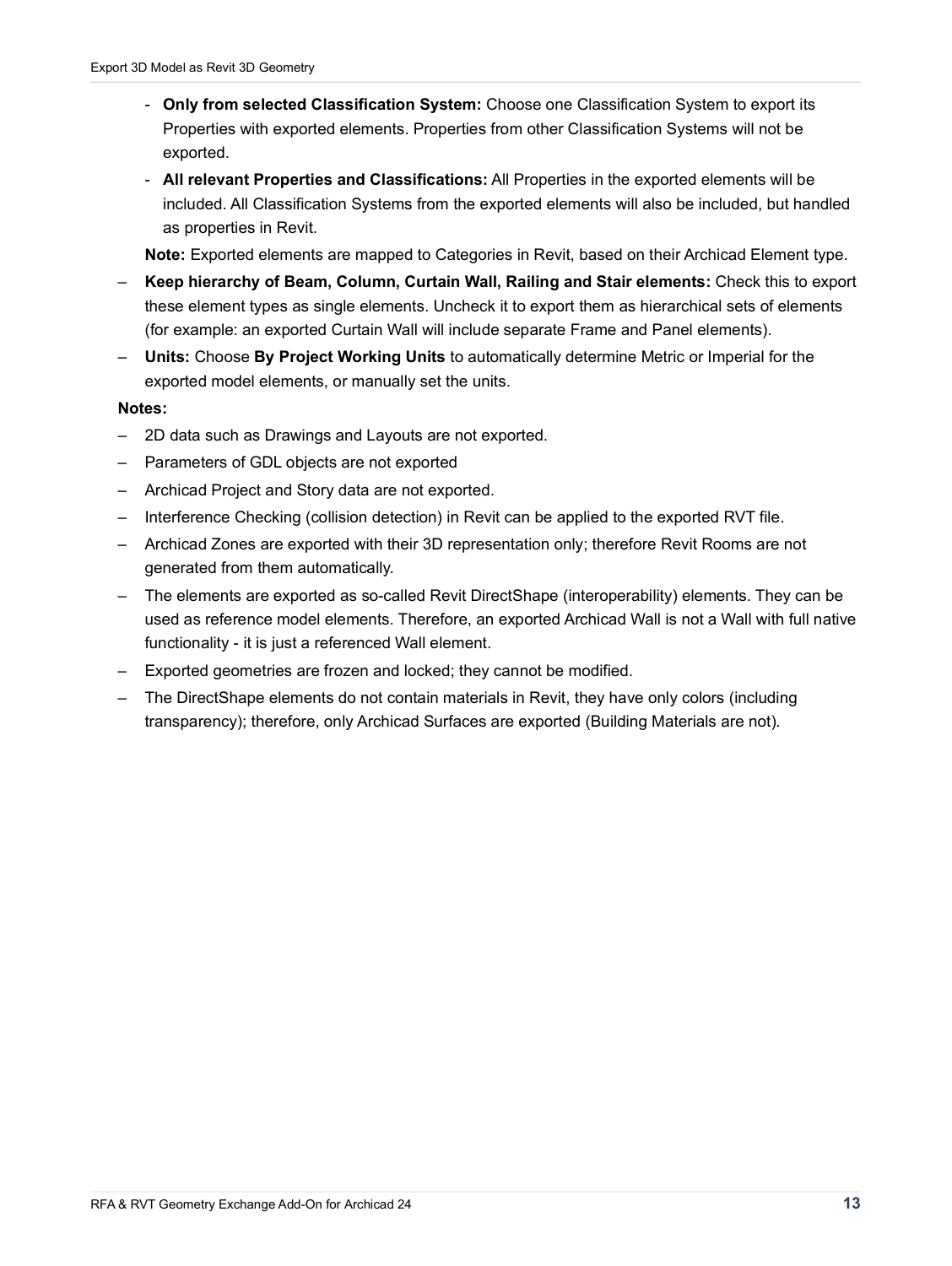- **Only from selected Classification System:** Choose one Classification System to export its Properties with exported elements. Properties from other Classification Systems will not be exported.
- **All relevant Properties and Classifications:** All Properties in the exported elements will be included. All Classification Systems from the exported elements will also be included, but handled as properties in Revit.

**Note:** Exported elements are mapped to Categories in Revit, based on their Archicad Element type.

- **Keep hierarchy of Beam, Column, Curtain Wall, Railing and Stair elements:** Check this to export these element types as single elements. Uncheck it to export them as hierarchical sets of elements (for example: an exported Curtain Wall will include separate Frame and Panel elements).
- **Units:** Choose **By Project Working Units** to automatically determine Metric or Imperial for the exported model elements, or manually set the units.

**Notes:**

- 2D data such as Drawings and Layouts are not exported.
- Parameters of GDL objects are not exported
- Archicad Project and Story data are not exported.
- Interference Checking (collision detection) in Revit can be applied to the exported RVT file.
- Archicad Zones are exported with their 3D representation only; therefore Revit Rooms are not generated from them automatically.
- The elements are exported as so-called Revit DirectShape (interoperability) elements. They can be used as reference model elements. Therefore, an exported Archicad Wall is not a Wall with full native functionality - it is just a referenced Wall element.
- Exported geometries are frozen and locked; they cannot be modified.
- The DirectShape elements do not contain materials in Revit, they have only colors (including transparency); therefore, only Archicad Surfaces are exported (Building Materials are not).